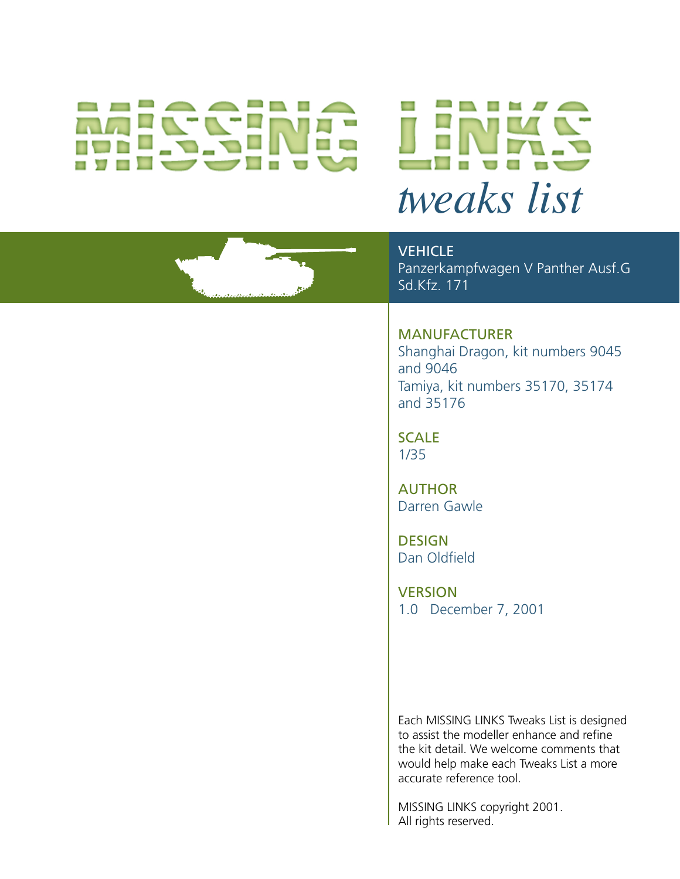# MISSING LINKS

## *tweaks list*

**VEHICLE**
Panzerkampfwagen V Panther Ausf.G
Sd.Kfz. 171

**MANUFACTURER**
Shanghai Dragon, kit numbers 9045 and 9046
Tamiya, kit numbers 35170, 35174 and 35176

**SCALE**
1/35

**AUTHOR**
Darren Gawle

**DESIGN**
Dan Oldfield

**VERSION**
1.0 December 7, 2001

Each MISSING LINKS Tweaks List is designed to assist the modeller enhance and refine the kit detail. We welcome comments that would help make each Tweaks List a more accurate reference tool.

MISSING LINKS copyright 2001.
All rights reserved.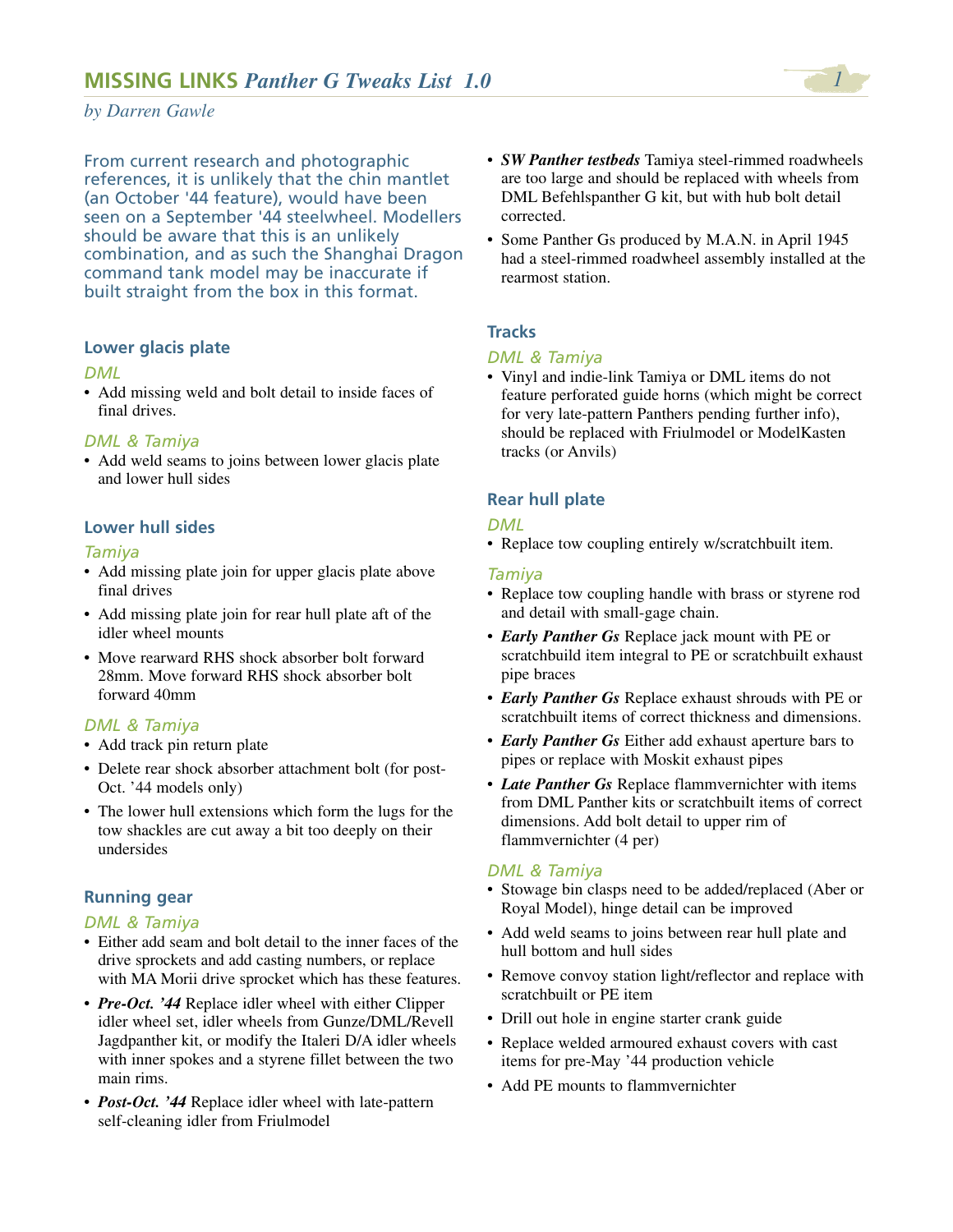# MISSING LINKS *Panther G Tweaks List 1.0*

*by Darren Gawle*

From current research and photographic references, it is unlikely that the chin mantlet (an October '44 feature), would have been seen on a September '44 steelwheel. Modellers should be aware that this is an unlikely combination, and as such the Shanghai Dragon command tank model may be inaccurate if built straight from the box in this format.

### Lower glacis plate

*DML*

- Add missing weld and bolt detail to inside faces of final drives.

*DML & Tamiya*

- Add weld seams to joins between lower glacis plate and lower hull sides

### Lower hull sides

*Tamiya*

- Add missing plate join for upper glacis plate above final drives
- Add missing plate join for rear hull plate aft of the idler wheel mounts
- Move rearward RHS shock absorber bolt forward 28mm. Move forward RHS shock absorber bolt forward 40mm

*DML & Tamiya*

- Add track pin return plate
- Delete rear shock absorber attachment bolt (for post-Oct. '44 models only)
- The lower hull extensions which form the lugs for the tow shackles are cut away a bit too deeply on their undersides

### Running gear

*DML & Tamiya*

- Either add seam and bolt detail to the inner faces of the drive sprockets and add casting numbers, or replace with MA Morii drive sprocket which has these features.
- ***Pre-Oct. '44*** Replace idler wheel with either Clipper idler wheel set, idler wheels from Gunze/DML/Revell Jagdpanther kit, or modify the Italeri D/A idler wheels with inner spokes and a styrene fillet between the two main rims.
- ***Post-Oct. '44*** Replace idler wheel with late-pattern self-cleaning idler from Friulmodel
- ***SW Panther testbeds*** Tamiya steel-rimmed roadwheels are too large and should be replaced with wheels from DML Befehlspanther G kit, but with hub bolt detail corrected.
- Some Panther Gs produced by M.A.N. in April 1945 had a steel-rimmed roadwheel assembly installed at the rearmost station.

### Tracks

*DML & Tamiya*

- Vinyl and indie-link Tamiya or DML items do not feature perforated guide horns (which might be correct for very late-pattern Panthers pending further info), should be replaced with Friulmodel or ModelKasten tracks (or Anvils)

### Rear hull plate

*DML*

- Replace tow coupling entirely w/scratchbuilt item.

*Tamiya*

- Replace tow coupling handle with brass or styrene rod and detail with small-gage chain.
- ***Early Panther Gs*** Replace jack mount with PE or scratchbuild item integral to PE or scratchbuilt exhaust pipe braces
- ***Early Panther Gs*** Replace exhaust shrouds with PE or scratchbuilt items of correct thickness and dimensions.
- ***Early Panther Gs*** Either add exhaust aperture bars to pipes or replace with Moskit exhaust pipes
- ***Late Panther Gs*** Replace flammvernichter with items from DML Panther kits or scratchbuilt items of correct dimensions. Add bolt detail to upper rim of flammvernichter (4 per)

*DML & Tamiya*

- Stowage bin clasps need to be added/replaced (Aber or Royal Model), hinge detail can be improved
- Add weld seams to joins between rear hull plate and hull bottom and hull sides
- Remove convoy station light/reflector and replace with scratchbuilt or PE item
- Drill out hole in engine starter crank guide
- Replace welded armoured exhaust covers with cast items for pre-May '44 production vehicle
- Add PE mounts to flammvernichter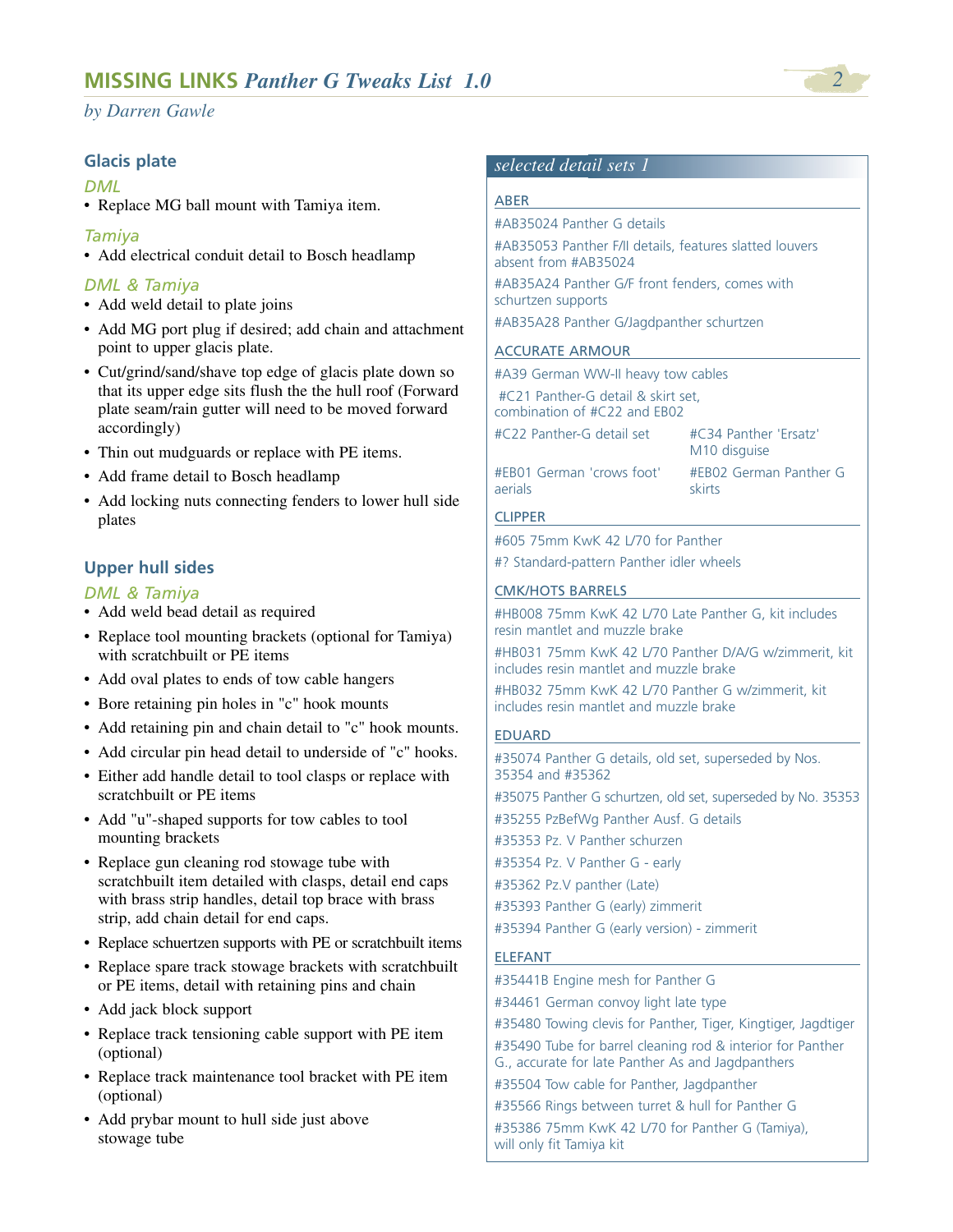## Glacis plate

### *DML*

- Replace MG ball mount with Tamiya item.

### *Tamiya*

- Add electrical conduit detail to Bosch headlamp

### *DML & Tamiya*

- Add weld detail to plate joins
- Add MG port plug if desired; add chain and attachment point to upper glacis plate.
- Cut/grind/sand/shave top edge of glacis plate down so that its upper edge sits flush the the hull roof (Forward plate seam/rain gutter will need to be moved forward accordingly)
- Thin out mudguards or replace with PE items.
- Add frame detail to Bosch headlamp
- Add locking nuts connecting fenders to lower hull side plates

## Upper hull sides

### *DML & Tamiya*

- Add weld bead detail as required
- Replace tool mounting brackets (optional for Tamiya) with scratchbuilt or PE items
- Add oval plates to ends of tow cable hangers
- Bore retaining pin holes in "c" hook mounts
- Add retaining pin and chain detail to "c" hook mounts.
- Add circular pin head detail to underside of "c" hooks.
- Either add handle detail to tool clasps or replace with scratchbuilt or PE items
- Add "u"-shaped supports for tow cables to tool mounting brackets
- Replace gun cleaning rod stowage tube with scratchbuilt item detailed with clasps, detail end caps with brass strip handles, detail top brace with brass strip, add chain detail for end caps.
- Replace schuertzen supports with PE or scratchbuilt items
- Replace spare track stowage brackets with scratchbuilt or PE items, detail with retaining pins and chain
- Add jack block support
- Replace track tensioning cable support with PE item (optional)
- Replace track maintenance tool bracket with PE item (optional)
- Add prybar mount to hull side just above stowage tube

## *selected detail sets 1*

**ABER**

- #AB35024 Panther G details
- #AB35053 Panther F/II details, features slatted louvers absent from #AB35024
- #AB35A24 Panther G/F front fenders, comes with schurtzen supports
- #AB35A28 Panther G/Jagdpanther schurtzen

**ACCURATE ARMOUR**

- #A39 German WW-II heavy tow cables
- #C21 Panther-G detail & skirt set, combination of #C22 and EB02
- #C22 Panther-G detail set
- #C34 Panther 'Ersatz' M10 disguise
- #EB01 German 'crows foot' aerials
- #EB02 German Panther G skirts

**CLIPPER**

- #605 75mm KwK 42 L/70 for Panther
- #? Standard-pattern Panther idler wheels

**CMK/HOTS BARRELS**

- #HB008 75mm KwK 42 L/70 Late Panther G, kit includes resin mantlet and muzzle brake
- #HB031 75mm KwK 42 L/70 Panther D/A/G w/zimmerit, kit includes resin mantlet and muzzle brake
- #HB032 75mm KwK 42 L/70 Panther G w/zimmerit, kit includes resin mantlet and muzzle brake

**EDUARD**

- #35074 Panther G details, old set, superseded by Nos. 35354 and #35362
- #35075 Panther G schurtzen, old set, superseded by No. 35353
- #35255 PzBefWg Panther Ausf. G details
- #35353 Pz. V Panther schurzen
- #35354 Pz. V Panther G - early
- #35362 Pz.V panther (Late)
- #35393 Panther G (early) zimmerit
- #35394 Panther G (early version) - zimmerit

**ELEFANT**

- #35441B Engine mesh for Panther G
- #34461 German convoy light late type
- #35480 Towing clevis for Panther, Tiger, Kingtiger, Jagdtiger
- #35490 Tube for barrel cleaning rod & interior for Panther G., accurate for late Panther As and Jagdpanthers
- #35504 Tow cable for Panther, Jagdpanther
- #35566 Rings between turret & hull for Panther G
- #35386 75mm KwK 42 L/70 for Panther G (Tamiya), will only fit Tamiya kit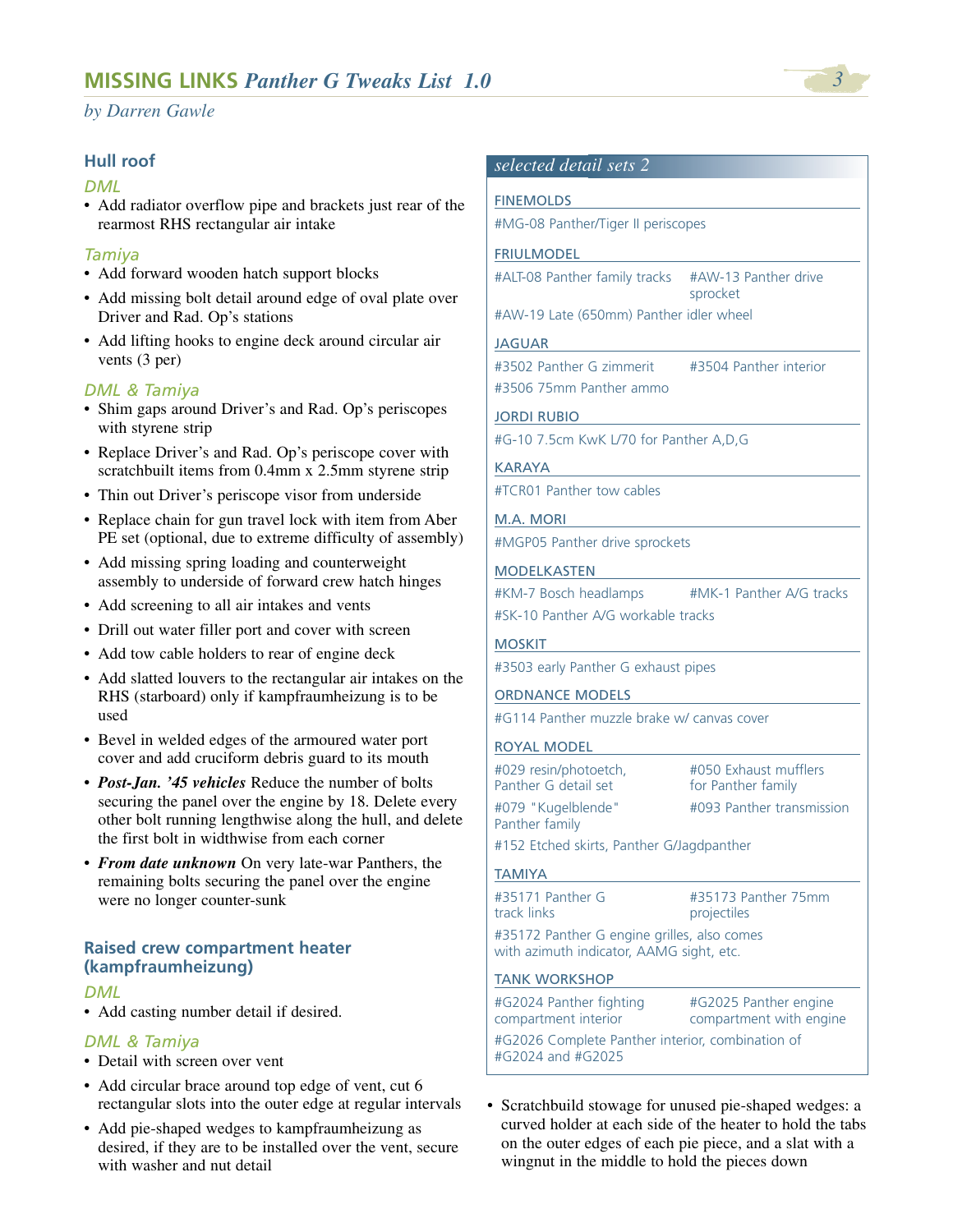## Hull roof

### DML

- Add radiator overflow pipe and brackets just rear of the rearmost RHS rectangular air intake

### Tamiya

- Add forward wooden hatch support blocks
- Add missing bolt detail around edge of oval plate over Driver and Rad. Op's stations
- Add lifting hooks to engine deck around circular air vents (3 per)

### DML & Tamiya

- Shim gaps around Driver's and Rad. Op's periscopes with styrene strip
- Replace Driver's and Rad. Op's periscope cover with scratchbuilt items from 0.4mm x 2.5mm styrene strip
- Thin out Driver's periscope visor from underside
- Replace chain for gun travel lock with item from Aber PE set (optional, due to extreme difficulty of assembly)
- Add missing spring loading and counterweight assembly to underside of forward crew hatch hinges
- Add screening to all air intakes and vents
- Drill out water filler port and cover with screen
- Add tow cable holders to rear of engine deck
- Add slatted louvers to the rectangular air intakes on the RHS (starboard) only if kampfraumheizung is to be used
- Bevel in welded edges of the armoured water port cover and add cruciform debris guard to its mouth
- ***Post-Jan. '45 vehicles*** Reduce the number of bolts securing the panel over the engine by 18. Delete every other bolt running lengthwise along the hull, and delete the first bolt in widthwise from each corner
- ***From date unknown*** On very late-war Panthers, the remaining bolts securing the panel over the engine were no longer counter-sunk

## Raised crew compartment heater (kampfraumheizung)

### DML

- Add casting number detail if desired.

### DML & Tamiya

- Detail with screen over vent
- Add circular brace around top edge of vent, cut 6 rectangular slots into the outer edge at regular intervals
- Add pie-shaped wedges to kampfraumheizung as desired, if they are to be installed over the vent, secure with washer and nut detail
- Scratchbuild stowage for unused pie-shaped wedges: a curved holder at each side of the heater to hold the tabs on the outer edges of each pie piece, and a slat with a wingnut in the middle to hold the pieces down

---

*selected detail sets 2*

**FINEMOLDS**
- #MG-08 Panther/Tiger II periscopes

**FRIULMODEL**
- #ALT-08 Panther family tracks
- #AW-13 Panther drive sprocket
- #AW-19 Late (650mm) Panther idler wheel

**JAGUAR**
- #3502 Panther G zimmerit
- #3504 Panther interior
- #3506 75mm Panther ammo

**JORDI RUBIO**
- #G-10 7.5cm KwK L/70 for Panther A,D,G

**KARAYA**
- #TCR01 Panther tow cables

**M.A. MORI**
- #MGP05 Panther drive sprockets

**MODELKASTEN**
- #KM-7 Bosch headlamps
- #MK-1 Panther A/G tracks
- #SK-10 Panther A/G workable tracks

**MOSKIT**
- #3503 early Panther G exhaust pipes

**ORDNANCE MODELS**
- #G114 Panther muzzle brake w/ canvas cover

**ROYAL MODEL**
- #029 resin/photoetch, Panther G detail set
- #050 Exhaust mufflers for Panther family
- #079 "Kugelblende" Panther family
- #093 Panther transmission
- #152 Etched skirts, Panther G/Jagdpanther

**TAMIYA**
- #35171 Panther G track links
- #35173 Panther 75mm projectiles
- #35172 Panther G engine grilles, also comes with azimuth indicator, AAMG sight, etc.

**TANK WORKSHOP**
- #G2024 Panther fighting compartment interior
- #G2025 Panther engine compartment with engine
- #G2026 Complete Panther interior, combination of #G2024 and #G2025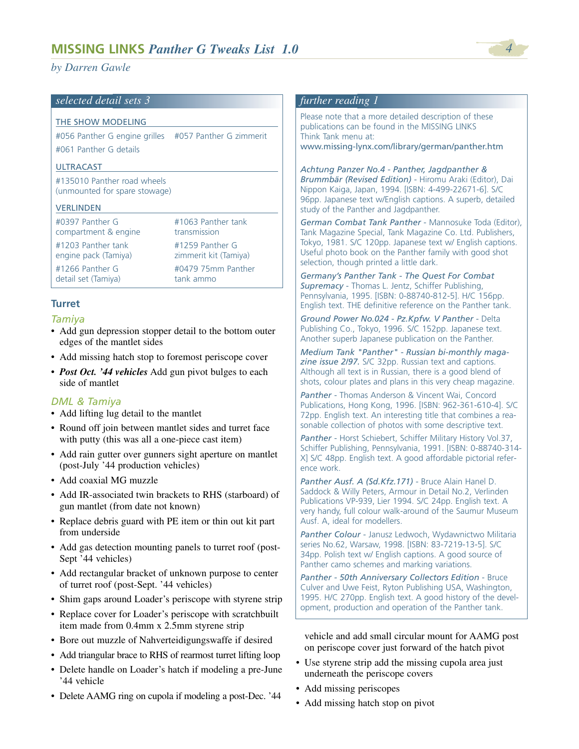## selected detail sets 3

### THE SHOW MODELING

#056 Panther G engine grilles
#057 Panther G zimmerit
#061 Panther G details

### ULTRACAST

#135010 Panther road wheels (unmounted for spare stowage)

### VERLINDEN

#0397 Panther G compartment & engine
#1063 Panther tank transmission
#1203 Panther tank engine pack (Tamiya)
#1259 Panther G zimmerit kit (Tamiya)
#1266 Panther G detail set (Tamiya)
#0479 75mm Panther tank ammo

## Turret

### *Tamiya*

- Add gun depression stopper detail to the bottom outer edges of the mantlet sides
- Add missing hatch stop to foremost periscope cover
- ***Post Oct. '44 vehicles*** Add gun pivot bulges to each side of mantlet

### *DML & Tamiya*

- Add lifting lug detail to the mantlet
- Round off join between mantlet sides and turret face with putty (this was all a one-piece cast item)
- Add rain gutter over gunners sight aperture on mantlet (post-July '44 production vehicles)
- Add coaxial MG muzzle
- Add IR-associated twin brackets to RHS (starboard) of gun mantlet (from date not known)
- Replace debris guard with PE item or thin out kit part from underside
- Add gas detection mounting panels to turret roof (post-Sept '44 vehicles)
- Add rectangular bracket of unknown purpose to center of turret roof (post-Sept. '44 vehicles)
- Shim gaps around Loader's periscope with styrene strip
- Replace cover for Loader's periscope with scratchbuilt item made from 0.4mm x 2.5mm styrene strip
- Bore out muzzle of Nahverteidigungswaffe if desired
- Add triangular brace to RHS of rearmost turret lifting loop
- Delete handle on Loader's hatch if modeling a pre-June '44 vehicle
- Delete AAMG ring on cupola if modeling a post-Dec. '44 vehicle and add small circular mount for AAMG post on periscope cover just forward of the hatch pivot
- Use styrene strip add the missing cupola area just underneath the periscope covers
- Add missing periscopes
- Add missing hatch stop on pivot

## further reading 1

Please note that a more detailed description of these publications can be found in the MISSING LINKS Think Tank menu at:
www.missing-lynx.com/library/german/panther.htm

*Achtung Panzer No.4 - Panther, Jagdpanther & Brummbär (Revised Edition)* - Hiromu Araki (Editor), Dai Nippon Kaiga, Japan, 1994. [ISBN: 4-499-22671-6]. S/C 96pp. Japanese text w/English captions. A superb, detailed study of the Panther and Jagdpanther.

*German Combat Tank Panther* - Mannosuke Toda (Editor), Tank Magazine Special, Tank Magazine Co. Ltd. Publishers, Tokyo, 1981. S/C 120pp. Japanese text w/ English captions. Useful photo book on the Panther family with good shot selection, though printed a little dark.

*Germany's Panther Tank - The Quest For Combat Supremacy* - Thomas L. Jentz, Schiffer Publishing, Pennsylvania, 1995. [ISBN: 0-88740-812-5]. H/C 156pp. English text. THE definitive reference on the Panther tank.

*Ground Power No.024 - Pz.Kpfw. V Panther* - Delta Publishing Co., Tokyo, 1996. S/C 152pp. Japanese text. Another superb Japanese publication on the Panther.

*Medium Tank "Panther" - Russian bi-monthly magazine issue 2/97.* S/C 32pp. Russian text and captions. Although all text is in Russian, there is a good blend of shots, colour plates and plans in this very cheap magazine.

*Panther* - Thomas Anderson & Vincent Wai, Concord Publications, Hong Kong, 1996. [ISBN: 962-361-610-4]. S/C 72pp. English text. An interesting title that combines a reasonable collection of photos with some descriptive text.

*Panther* - Horst Schiebert, Schiffer Military History Vol.37, Schiffer Publishing, Pennsylvania, 1991. [ISBN: 0-88740-314-X] S/C 48pp. English text. A good affordable pictorial reference work.

*Panther Ausf. A (Sd.Kfz.171)* - Bruce Alain Hanel D. Saddock & Willy Peters, Armour in Detail No.2, Verlinden Publications VP-939, Lier 1994. S/C 24pp. English text. A very handy, full colour walk-around of the Saumur Museum Ausf. A, ideal for modellers.

*Panther Colour* - Janusz Ledwoch, Wydawnictwo Militaria series No.62, Warsaw, 1998. [ISBN: 83-7219-13-5]. S/C 34pp. Polish text w/ English captions. A good source of Panther camo schemes and marking variations.

*Panther - 50th Anniversary Collectors Edition* - Bruce Culver and Uwe Feist, Ryton Publishing USA, Washington, 1995. H/C 270pp. English text. A good history of the development, production and operation of the Panther tank.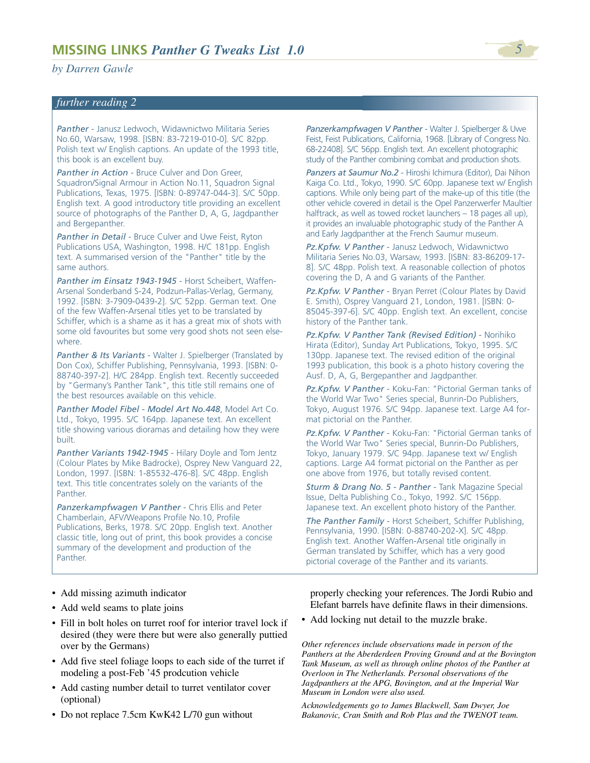## further reading 2

*Panther* - Janusz Ledwoch, Widawnictwo Militaria Series No.60, Warsaw, 1998. [ISBN: 83-7219-010-0]. S/C 82pp. Polish text w/ English captions. An update of the 1993 title, this book is an excellent buy.

*Panther in Action* - Bruce Culver and Don Greer, Squadron/Signal Armour in Action No.11, Squadron Signal Publications, Texas, 1975. [ISBN: 0-89747-044-3]. S/C 50pp. English text. A good introductory title providing an excellent source of photographs of the Panther D, A, G, Jagdpanther and Bergepanther.

*Panther in Detail* - Bruce Culver and Uwe Feist, Ryton Publications USA, Washington, 1998. H/C 181pp. English text. A summarised version of the "Panther" title by the same authors.

*Panther im Einsatz 1943-1945* - Horst Scheibert, Waffen-Arsenal Sonderband S-24, Podzun-Pallas-Verlag, Germany, 1992. [ISBN: 3-7909-0439-2]. S/C 52pp. German text. One of the few Waffen-Arsenal titles yet to be translated by Schiffer, which is a shame as it has a great mix of shots with some old favourites but some very good shots not seen elsewhere.

*Panther & Its Variants* - Walter J. Spielberger (Translated by Don Cox), Schiffer Publishing, Pennsylvania, 1993. [ISBN: 0-88740-397-2]. H/C 284pp. English text. Recently succeeded by "Germany's Panther Tank", this title still remains one of the best resources available on this vehicle.

*Panther Model Fibel - Model Art No.448*, Model Art Co. Ltd., Tokyo, 1995. S/C 164pp. Japanese text. An excellent title showing various dioramas and detailing how they were built.

*Panther Variants 1942-1945* - Hilary Doyle and Tom Jentz (Colour Plates by Mike Badrocke), Osprey New Vanguard 22, London, 1997. [ISBN: 1-85532-476-8]. S/C 48pp. English text. This title concentrates solely on the variants of the Panther.

*Panzerkampfwagen V Panther* - Chris Ellis and Peter Chamberlain, AFV/Weapons Profile No.10, Profile Publications, Berks, 1978. S/C 20pp. English text. Another classic title, long out of print, this book provides a concise summary of the development and production of the Panther.

*Panzerkampfwagen V Panther* - Walter J. Spielberger & Uwe Feist, Feist Publications, California, 1968. [Library of Congress No. 68-22408]. S/C 56pp. English text. An excellent photographic study of the Panther combining combat and production shots.

*Panzers at Saumur No.2* - Hiroshi Ichimura (Editor), Dai Nihon Kaiga Co. Ltd., Tokyo, 1990. S/C 60pp. Japanese text w/ English captions. While only being part of the make-up of this title (the other vehicle covered in detail is the Opel Panzerwerfer Maultier halftrack, as well as towed rocket launchers – 18 pages all up), it provides an invaluable photographic study of the Panther A and Early Jagdpanther at the French Saumur museum.

*Pz.Kpfw. V Panther* - Janusz Ledwoch, Widawnictwo Militaria Series No.03, Warsaw, 1993. [ISBN: 83-86209-17-8]. S/C 48pp. Polish text. A reasonable collection of photos covering the D, A and G variants of the Panther.

*Pz.Kpfw. V Panther* - Bryan Perret (Colour Plates by David E. Smith), Osprey Vanguard 21, London, 1981. [ISBN: 0-85045-397-6]. S/C 40pp. English text. An excellent, concise history of the Panther tank.

*Pz.Kpfw. V Panther Tank (Revised Edition)* - Norihiko Hirata (Editor), Sunday Art Publications, Tokyo, 1995. S/C 130pp. Japanese text. The revised edition of the original 1993 publication, this book is a photo history covering the Ausf. D, A, G, Bergepanther and Jagdpanther.

*Pz.Kpfw. V Panther* - Koku-Fan: "Pictorial German tanks of the World War Two" Series special, Bunrin-Do Publishers, Tokyo, August 1976. S/C 94pp. Japanese text. Large A4 format pictorial on the Panther.

*Pz.Kpfw. V Panther* - Koku-Fan: "Pictorial German tanks of the World War Two" Series special, Bunrin-Do Publishers, Tokyo, January 1979. S/C 94pp. Japanese text w/ English captions. Large A4 format pictorial on the Panther as per one above from 1976, but totally revised content.

*Sturm & Drang No. 5 - Panther* - Tank Magazine Special Issue, Delta Publishing Co., Tokyo, 1992. S/C 156pp. Japanese text. An excellent photo history of the Panther.

*The Panther Family* - Horst Scheibert, Schiffer Publishing, Pennsylvania, 1990. [ISBN: 0-88740-202-X]. S/C 48pp. English text. Another Waffen-Arsenal title originally in German translated by Schiffer, which has a very good pictorial coverage of the Panther and its variants.

- Add missing azimuth indicator
- Add weld seams to plate joins
- Fill in bolt holes on turret roof for interior travel lock if desired (they were there but were also generally puttied over by the Germans)
- Add five steel foliage loops to each side of the turret if modeling a post-Feb '45 prodcution vehicle
- Add casting number detail to turret ventilator cover (optional)
- Do not replace 7.5cm KwK42 L/70 gun without properly checking your references. The Jordi Rubio and Elefant barrels have definite flaws in their dimensions.
- Add locking nut detail to the muzzle brake.

*Other references include observations made in person of the Panthers at the Aberderdeen Proving Ground and at the Bovington Tank Museum, as well as through online photos of the Panther at Overloon in The Netherlands. Personal observations of the Jagdpanthers at the APG, Bovington, and at the Imperial War Museum in London were also used.*

*Acknowledgements go to James Blackwell, Sam Dwyer, Joe Bakanovic, Cran Smith and Rob Plas and the TWENOT team.*